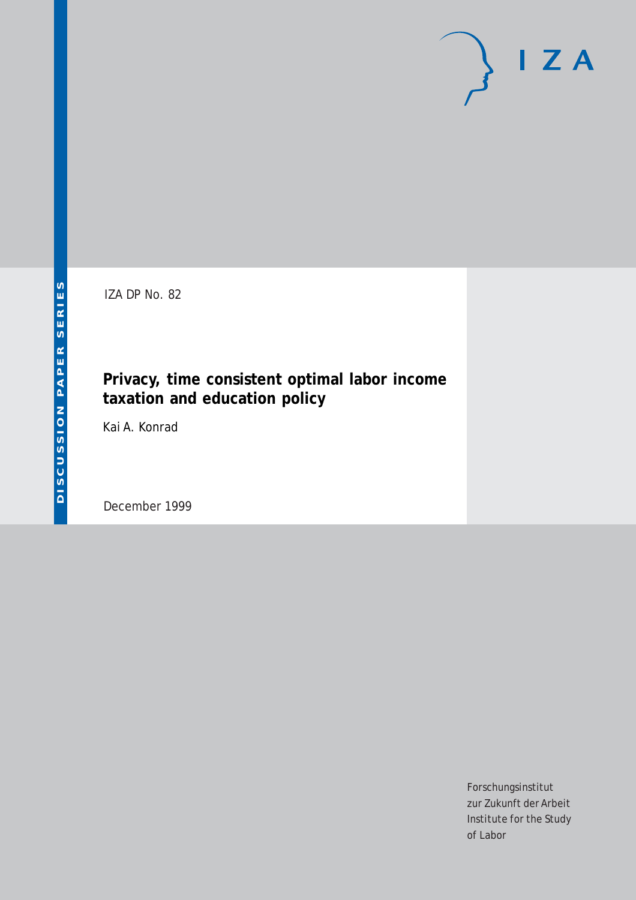IZA

DISCUSSION PAPER SERIES

IZA DP No. 82

# Privacy, time consistent optimal labor income taxation and education policy

Kai A. Konrad

December 1999

Forschungsinstitut
zur Zukunft der Arbeit
Institute for the Study
of Labor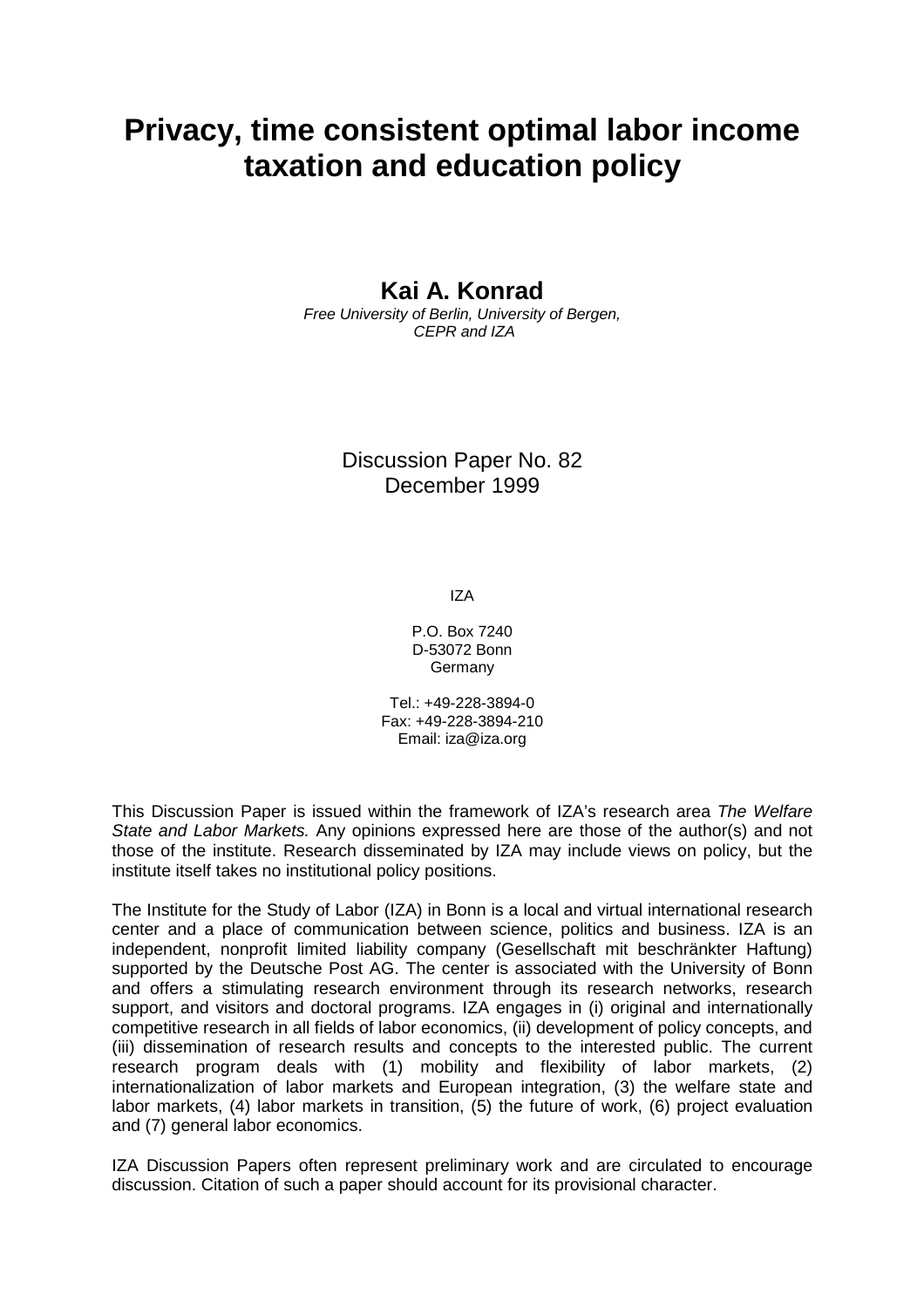# Privacy, time consistent optimal labor income taxation and education policy

**Kai A. Konrad**

*Free University of Berlin, University of Bergen, CEPR and IZA*

Discussion Paper No. 82
December 1999

IZA

P.O. Box 7240
D-53072 Bonn
Germany

Tel.: +49-228-3894-0
Fax: +49-228-3894-210
Email: iza@iza.org

This Discussion Paper is issued within the framework of IZA's research area *The Welfare State and Labor Markets.* Any opinions expressed here are those of the author(s) and not those of the institute. Research disseminated by IZA may include views on policy, but the institute itself takes no institutional policy positions.

The Institute for the Study of Labor (IZA) in Bonn is a local and virtual international research center and a place of communication between science, politics and business. IZA is an independent, nonprofit limited liability company (Gesellschaft mit beschränkter Haftung) supported by the Deutsche Post AG. The center is associated with the University of Bonn and offers a stimulating research environment through its research networks, research support, and visitors and doctoral programs. IZA engages in (i) original and internationally competitive research in all fields of labor economics, (ii) development of policy concepts, and (iii) dissemination of research results and concepts to the interested public. The current research program deals with (1) mobility and flexibility of labor markets, (2) internationalization of labor markets and European integration, (3) the welfare state and labor markets, (4) labor markets in transition, (5) the future of work, (6) project evaluation and (7) general labor economics.

IZA Discussion Papers often represent preliminary work and are circulated to encourage discussion. Citation of such a paper should account for its provisional character.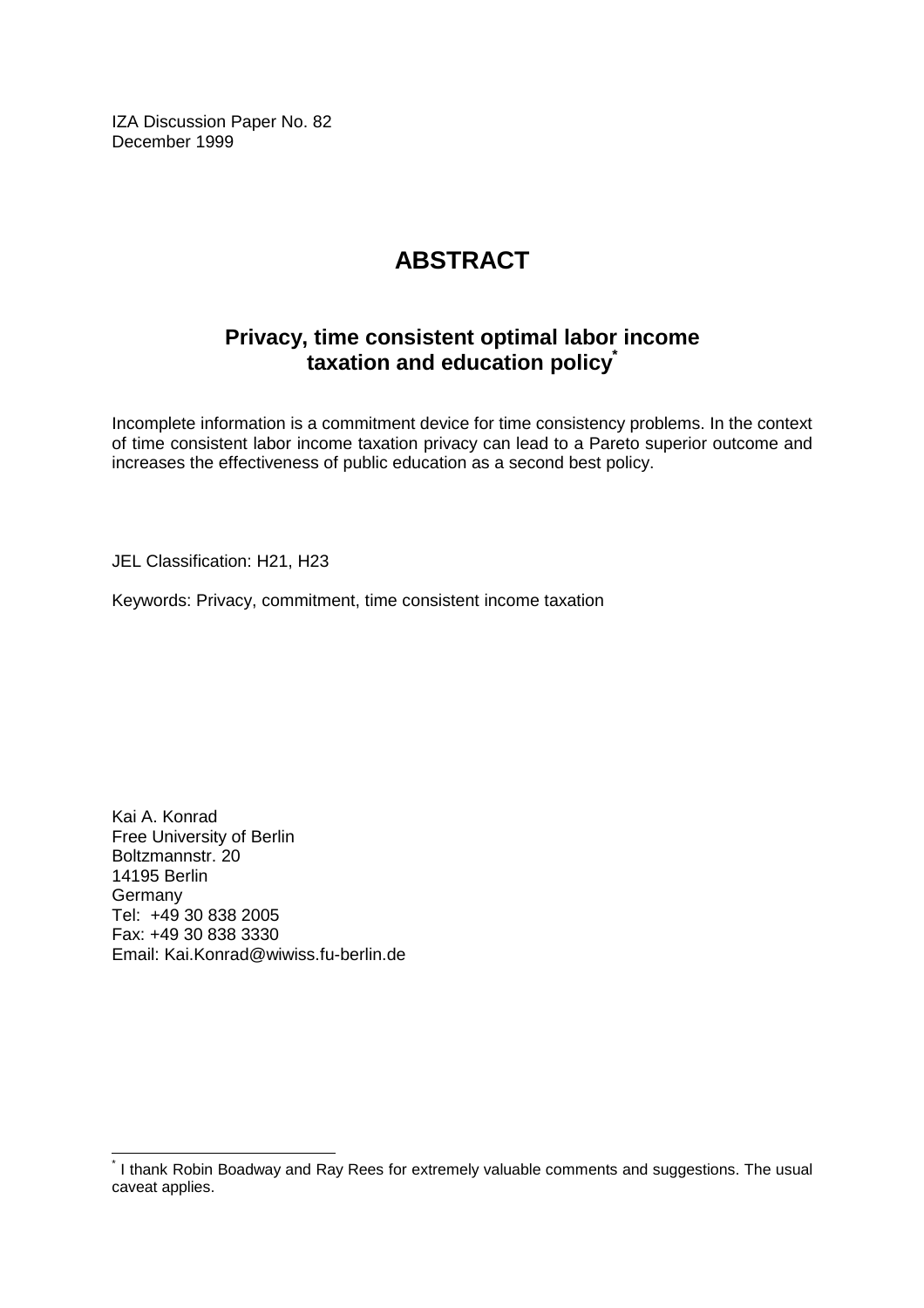IZA Discussion Paper No. 82
December 1999

# ABSTRACT

## Privacy, time consistent optimal labor income taxation and education policy*

Incomplete information is a commitment device for time consistency problems. In the context of time consistent labor income taxation privacy can lead to a Pareto superior outcome and increases the effectiveness of public education as a second best policy.

JEL Classification: H21, H23

Keywords: Privacy, commitment, time consistent income taxation

Kai A. Konrad
Free University of Berlin
Boltzmannstr. 20
14195 Berlin
Germany
Tel: +49 30 838 2005
Fax: +49 30 838 3330
Email: Kai.Konrad@wiwiss.fu-berlin.de

* I thank Robin Boadway and Ray Rees for extremely valuable comments and suggestions. The usual caveat applies.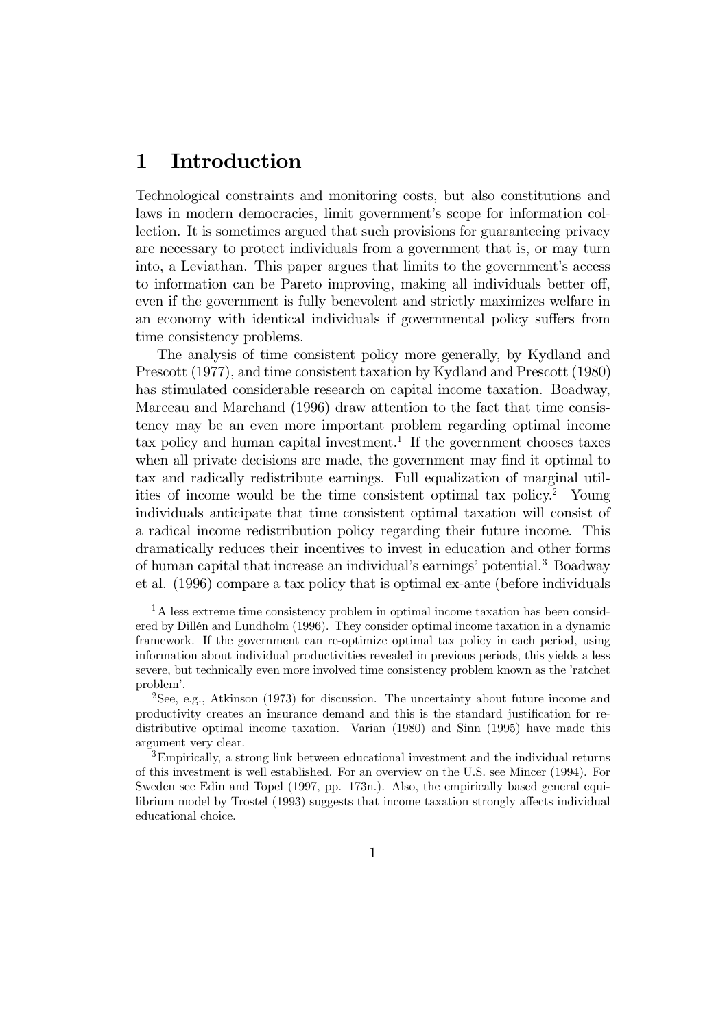# 1 Introduction

Technological constraints and monitoring costs, but also constitutions and laws in modern democracies, limit government's scope for information collection. It is sometimes argued that such provisions for guaranteeing privacy are necessary to protect individuals from a government that is, or may turn into, a Leviathan. This paper argues that limits to the government's access to information can be Pareto improving, making all individuals better off, even if the government is fully benevolent and strictly maximizes welfare in an economy with identical individuals if governmental policy suffers from time consistency problems.

The analysis of time consistent policy more generally, by Kydland and Prescott (1977), and time consistent taxation by Kydland and Prescott (1980) has stimulated considerable research on capital income taxation. Boadway, Marceau and Marchand (1996) draw attention to the fact that time consistency may be an even more important problem regarding optimal income tax policy and human capital investment.[1] If the government chooses taxes when all private decisions are made, the government may find it optimal to tax and radically redistribute earnings. Full equalization of marginal utilities of income would be the time consistent optimal tax policy.[2] Young individuals anticipate that time consistent optimal taxation will consist of a radical income redistribution policy regarding their future income. This dramatically reduces their incentives to invest in education and other forms of human capital that increase an individual's earnings' potential.[3] Boadway et al. (1996) compare a tax policy that is optimal ex-ante (before individuals

---

[1] A less extreme time consistency problem in optimal income taxation has been considered by Dillén and Lundholm (1996). They consider optimal income taxation in a dynamic framework. If the government can re-optimize optimal tax policy in each period, using information about individual productivities revealed in previous periods, this yields a less severe, but technically even more involved time consistency problem known as the 'ratchet problem'.

[2] See, e.g., Atkinson (1973) for discussion. The uncertainty about future income and productivity creates an insurance demand and this is the standard justification for redistributive optimal income taxation. Varian (1980) and Sinn (1995) have made this argument very clear.

[3] Empirically, a strong link between educational investment and the individual returns of this investment is well established. For an overview on the U.S. see Mincer (1994). For Sweden see Edin and Topel (1997, pp. 173n.). Also, the empirically based general equilibrium model by Trostel (1993) suggests that income taxation strongly affects individual educational choice.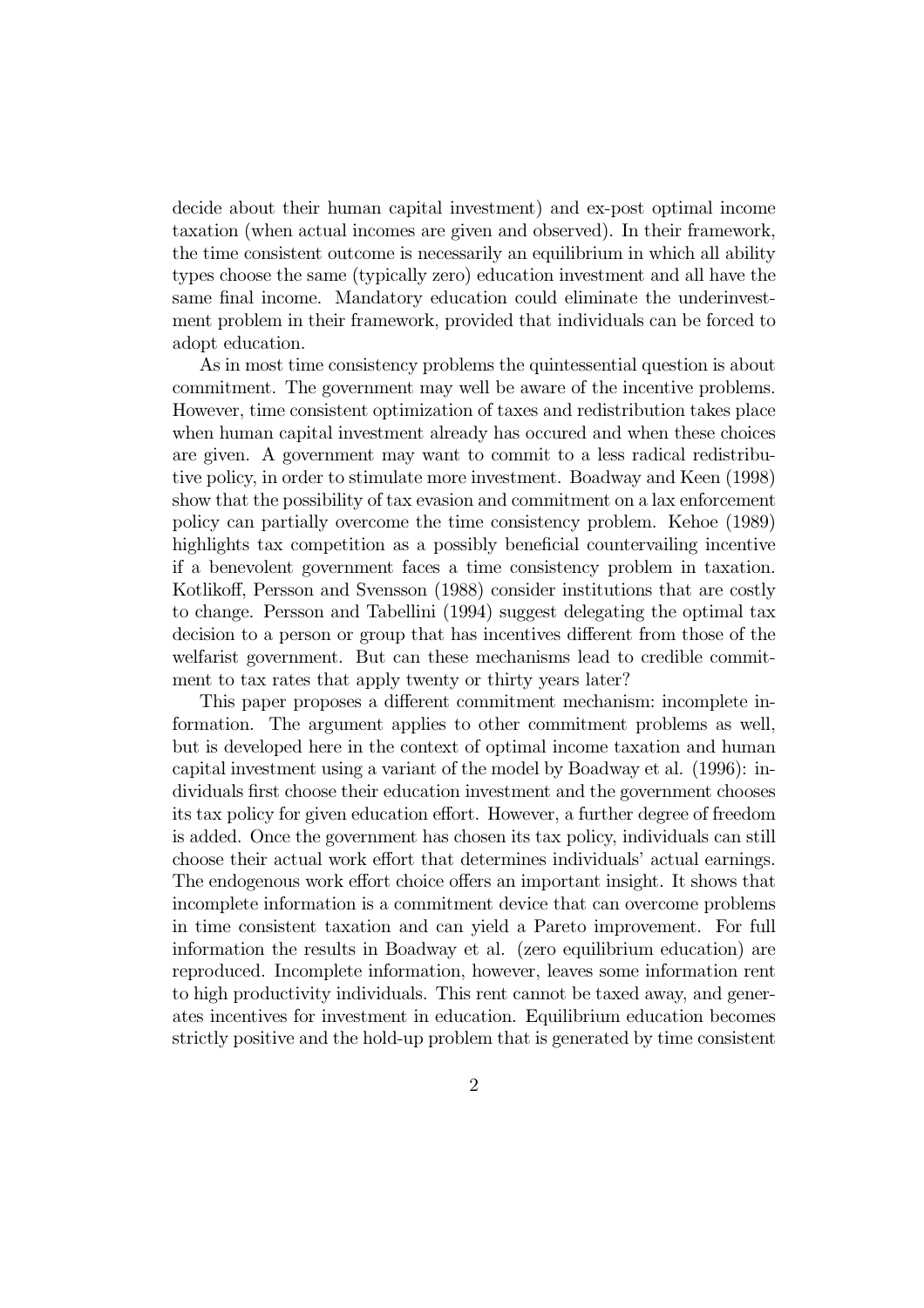decide about their human capital investment) and ex-post optimal income taxation (when actual incomes are given and observed). In their framework, the time consistent outcome is necessarily an equilibrium in which all ability types choose the same (typically zero) education investment and all have the same final income. Mandatory education could eliminate the underinvestment problem in their framework, provided that individuals can be forced to adopt education.

As in most time consistency problems the quintessential question is about commitment. The government may well be aware of the incentive problems. However, time consistent optimization of taxes and redistribution takes place when human capital investment already has occured and when these choices are given. A government may want to commit to a less radical redistributive policy, in order to stimulate more investment. Boadway and Keen (1998) show that the possibility of tax evasion and commitment on a lax enforcement policy can partially overcome the time consistency problem. Kehoe (1989) highlights tax competition as a possibly beneficial countervailing incentive if a benevolent government faces a time consistency problem in taxation. Kotlikoff, Persson and Svensson (1988) consider institutions that are costly to change. Persson and Tabellini (1994) suggest delegating the optimal tax decision to a person or group that has incentives different from those of the welfarist government. But can these mechanisms lead to credible commitment to tax rates that apply twenty or thirty years later?

This paper proposes a different commitment mechanism: incomplete information. The argument applies to other commitment problems as well, but is developed here in the context of optimal income taxation and human capital investment using a variant of the model by Boadway et al. (1996): individuals first choose their education investment and the government chooses its tax policy for given education effort. However, a further degree of freedom is added. Once the government has chosen its tax policy, individuals can still choose their actual work effort that determines individuals' actual earnings. The endogenous work effort choice offers an important insight. It shows that incomplete information is a commitment device that can overcome problems in time consistent taxation and can yield a Pareto improvement. For full information the results in Boadway et al. (zero equilibrium education) are reproduced. Incomplete information, however, leaves some information rent to high productivity individuals. This rent cannot be taxed away, and generates incentives for investment in education. Equilibrium education becomes strictly positive and the hold-up problem that is generated by time consistent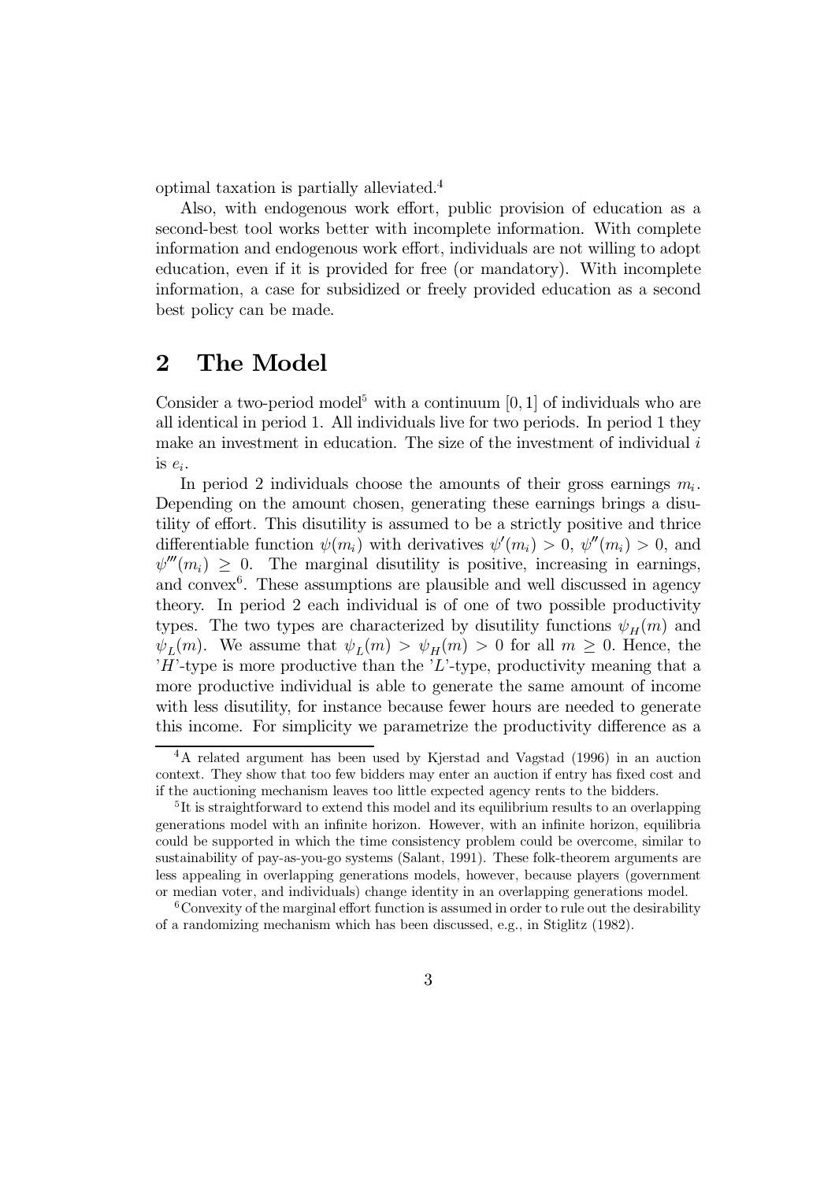optimal taxation is partially alleviated.[4]

Also, with endogenous work effort, public provision of education as a second-best tool works better with incomplete information. With complete information and endogenous work effort, individuals are not willing to adopt education, even if it is provided for free (or mandatory). With incomplete information, a case for subsidized or freely provided education as a second best policy can be made.

## 2 The Model

Consider a two-period model[5] with a continuum $[0, 1]$ of individuals who are all identical in period 1. All individuals live for two periods. In period 1 they make an investment in education. The size of the investment of individual $i$ is $e_i$.

In period 2 individuals choose the amounts of their gross earnings $m_i$. Depending on the amount chosen, generating these earnings brings a disutility of effort. This disutility is assumed to be a strictly positive and thrice differentiable function $\psi(m_i)$ with derivatives $\psi'(m_i) > 0$, $\psi''(m_i) > 0$, and $\psi'''(m_i) \geq 0$. The marginal disutility is positive, increasing in earnings, and convex[6]. These assumptions are plausible and well discussed in agency theory. In period 2 each individual is of one of two possible productivity types. The two types are characterized by disutility functions $\psi_H(m)$ and $\psi_L(m)$. We assume that $\psi_L(m) > \psi_H(m) > 0$ for all $m \geq 0$. Hence, the '$H$'-type is more productive than the '$L$'-type, productivity meaning that a more productive individual is able to generate the same amount of income with less disutility, for instance because fewer hours are needed to generate this income. For simplicity we parametrize the productivity difference as a

---

[4] A related argument has been used by Kjerstad and Vagstad (1996) in an auction context. They show that too few bidders may enter an auction if entry has fixed cost and if the auctioning mechanism leaves too little expected agency rents to the bidders.

[5] It is straightforward to extend this model and its equilibrium results to an overlapping generations model with an infinite horizon. However, with an infinite horizon, equilibria could be supported in which the time consistency problem could be overcome, similar to sustainability of pay-as-you-go systems (Salant, 1991). These folk-theorem arguments are less appealing in overlapping generations models, however, because players (government or median voter, and individuals) change identity in an overlapping generations model.

[6] Convexity of the marginal effort function is assumed in order to rule out the desirability of a randomizing mechanism which has been discussed, e.g., in Stiglitz (1982).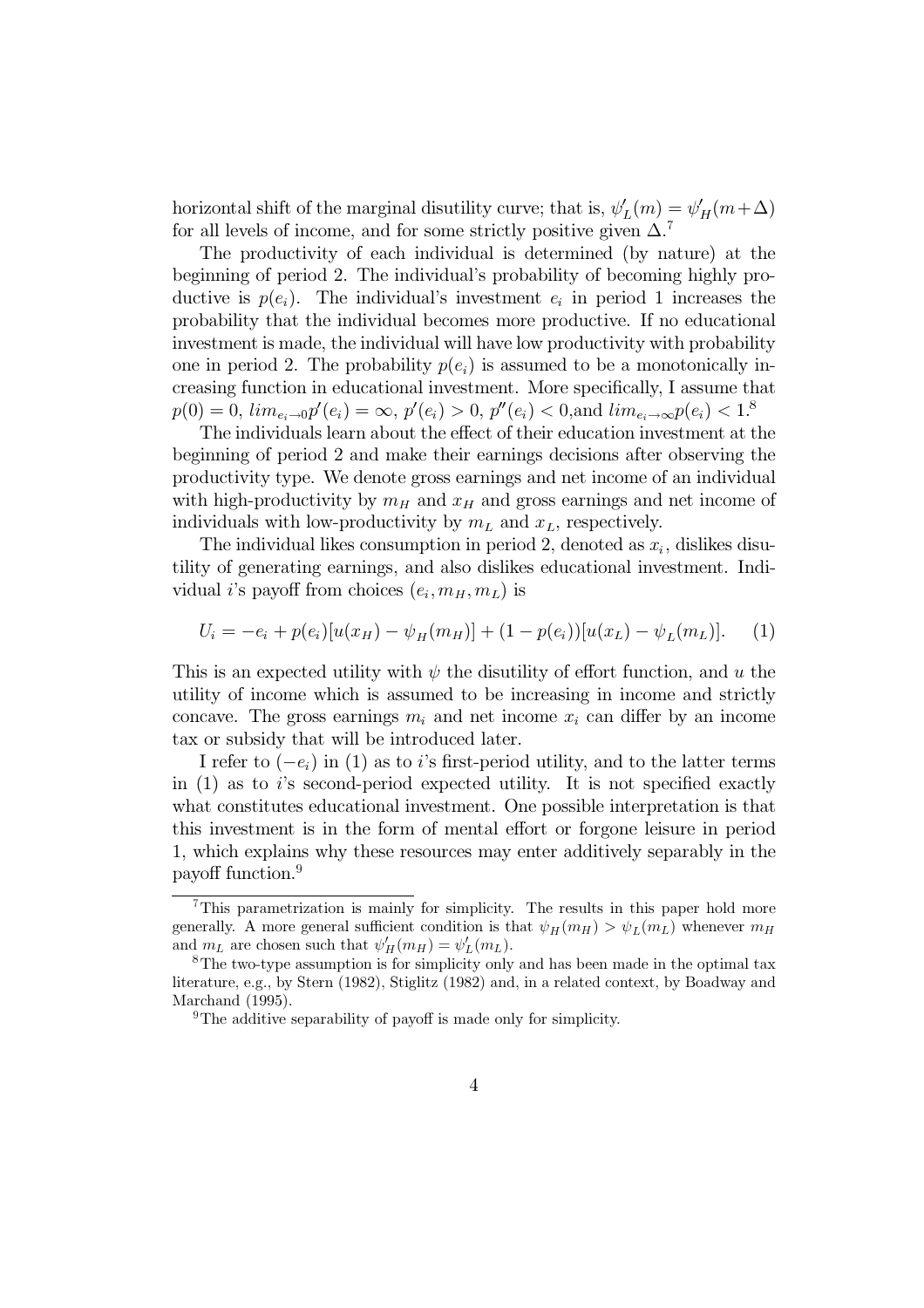horizontal shift of the marginal disutility curve; that is, $\psi_L'(m) = \psi_H'(m+\Delta)$ for all levels of income, and for some strictly positive given $\Delta$.[7]

The productivity of each individual is determined (by nature) at the beginning of period 2. The individual's probability of becoming highly productive is $p(e_i)$. The individual's investment $e_i$ in period 1 increases the probability that the individual becomes more productive. If no educational investment is made, the individual will have low productivity with probability one in period 2. The probability $p(e_i)$ is assumed to be a monotonically increasing function in educational investment. More specifically, I assume that $p(0) = 0$, $lim_{e_i \to 0} p'(e_i) = \infty$, $p'(e_i) > 0$, $p''(e_i) < 0$,and $lim_{e_i \to \infty} p(e_i) < 1$.[8]

The individuals learn about the effect of their education investment at the beginning of period 2 and make their earnings decisions after observing the productivity type. We denote gross earnings and net income of an individual with high-productivity by $m_H$ and $x_H$ and gross earnings and net income of individuals with low-productivity by $m_L$ and $x_L$, respectively.

The individual likes consumption in period 2, denoted as $x_i$, dislikes disutility of generating earnings, and also dislikes educational investment. Individual $i$'s payoff from choices $(e_i, m_H, m_L)$ is

$$U_i = -e_i + p(e_i)[u(x_H) - \psi_H(m_H)] + (1 - p(e_i))[u(x_L) - \psi_L(m_L)]. \quad (1)$$

This is an expected utility with $\psi$ the disutility of effort function, and $u$ the utility of income which is assumed to be increasing in income and strictly concave. The gross earnings $m_i$ and net income $x_i$ can differ by an income tax or subsidy that will be introduced later.

I refer to $(-e_i)$ in (1) as to $i$'s first-period utility, and to the latter terms in (1) as to $i$'s second-period expected utility. It is not specified exactly what constitutes educational investment. One possible interpretation is that this investment is in the form of mental effort or forgone leisure in period 1, which explains why these resources may enter additively separably in the payoff function.[9]

---

[7] This parametrization is mainly for simplicity. The results in this paper hold more generally. A more general sufficient condition is that $\psi_H(m_H) > \psi_L(m_L)$ whenever $m_H$ and $m_L$ are chosen such that $\psi_H'(m_H) = \psi_L'(m_L)$.

[8] The two-type assumption is for simplicity only and has been made in the optimal tax literature, e.g., by Stern (1982), Stiglitz (1982) and, in a related context, by Boadway and Marchand (1995).

[9] The additive separability of payoff is made only for simplicity.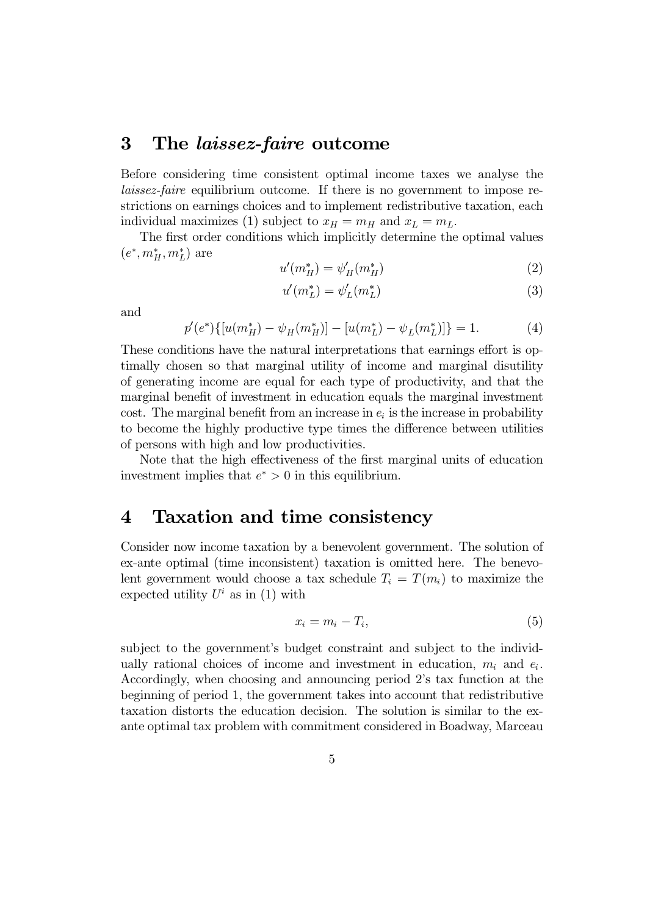## 3 The *laissez-faire* outcome

Before considering time consistent optimal income taxes we analyse the *laissez-faire* equilibrium outcome. If there is no government to impose restrictions on earnings choices and to implement redistributive taxation, each individual maximizes (1) subject to $x_H = m_H$ and $x_L = m_L$.

The first order conditions which implicitly determine the optimal values $(e^*, m_H^*, m_L^*)$ are

$$u'(m_H^*) = \psi'_H(m_H^*) \tag{2}$$

$$u'(m_L^*) = \psi'_L(m_L^*) \tag{3}$$

and

$$p'(e^*)\{[u(m_H^*) - \psi_H(m_H^*)] - [u(m_L^*) - \psi_L(m_L^*)]\} = 1. \tag{4}$$

These conditions have the natural interpretations that earnings effort is optimally chosen so that marginal utility of income and marginal disutility of generating income are equal for each type of productivity, and that the marginal benefit of investment in education equals the marginal investment cost. The marginal benefit from an increase in $e_i$ is the increase in probability to become the highly productive type times the difference between utilities of persons with high and low productivities.

Note that the high effectiveness of the first marginal units of education investment implies that $e^* > 0$ in this equilibrium.

## 4 Taxation and time consistency

Consider now income taxation by a benevolent government. The solution of ex-ante optimal (time inconsistent) taxation is omitted here. The benevolent government would choose a tax schedule $T_i = T(m_i)$ to maximize the expected utility $U^i$ as in (1) with

$$x_i = m_i - T_i, \tag{5}$$

subject to the government's budget constraint and subject to the individually rational choices of income and investment in education, $m_i$ and $e_i$. Accordingly, when choosing and announcing period 2's tax function at the beginning of period 1, the government takes into account that redistributive taxation distorts the education decision. The solution is similar to the ex-ante optimal tax problem with commitment considered in Boadway, Marceau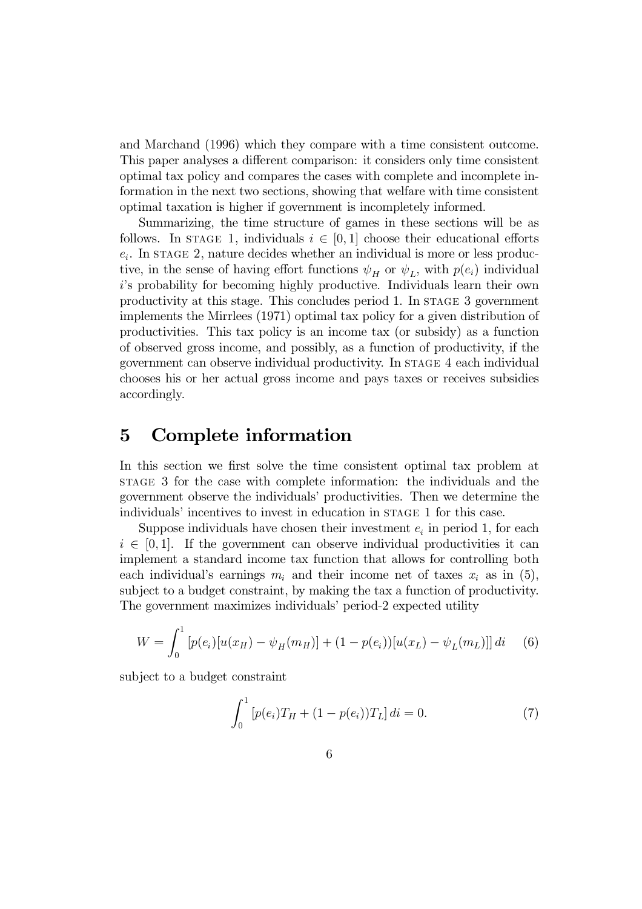and Marchand (1996) which they compare with a time consistent outcome. This paper analyses a different comparison: it considers only time consistent optimal tax policy and compares the cases with complete and incomplete information in the next two sections, showing that welfare with time consistent optimal taxation is higher if government is incompletely informed.

Summarizing, the time structure of games in these sections will be as follows. In STAGE 1, individuals $i \in [0,1]$ choose their educational efforts $e_i$. In STAGE 2, nature decides whether an individual is more or less productive, in the sense of having effort functions $\psi_H$ or $\psi_L$, with $p(e_i)$ individual $i$'s probability for becoming highly productive. Individuals learn their own productivity at this stage. This concludes period 1. In STAGE 3 government implements the Mirrlees (1971) optimal tax policy for a given distribution of productivities. This tax policy is an income tax (or subsidy) as a function of observed gross income, and possibly, as a function of productivity, if the government can observe individual productivity. In STAGE 4 each individual chooses his or her actual gross income and pays taxes or receives subsidies accordingly.

# 5 Complete information

In this section we first solve the time consistent optimal tax problem at STAGE 3 for the case with complete information: the individuals and the government observe the individuals' productivities. Then we determine the individuals' incentives to invest in education in STAGE 1 for this case.

Suppose individuals have chosen their investment $e_i$ in period 1, for each $i \in [0,1]$. If the government can observe individual productivities it can implement a standard income tax function that allows for controlling both each individual's earnings $m_i$ and their income net of taxes $x_i$ as in (5), subject to a budget constraint, by making the tax a function of productivity. The government maximizes individuals' period-2 expected utility

$$W = \int_0^1 [p(e_i)[u(x_H) - \psi_H(m_H)] + (1 - p(e_i))[u(x_L) - \psi_L(m_L)]]\, di \qquad (6)$$

subject to a budget constraint

$$\int_0^1 [p(e_i)T_H + (1 - p(e_i))T_L]\, di = 0. \qquad (7)$$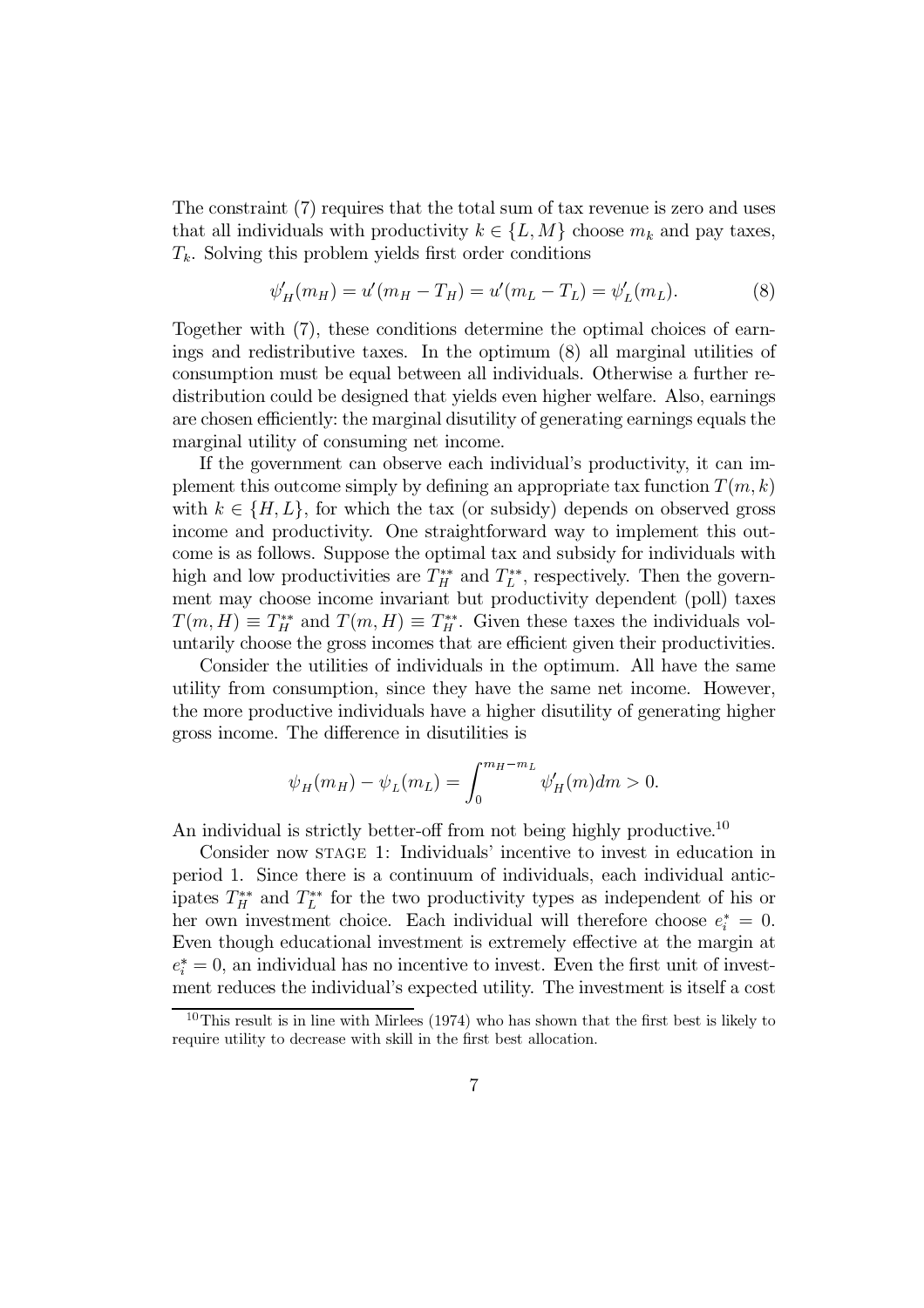The constraint (7) requires that the total sum of tax revenue is zero and uses that all individuals with productivity $k \in \{L, M\}$ choose $m_k$ and pay taxes, $T_k$. Solving this problem yields first order conditions

$$\psi'_H(m_H) = u'(m_H - T_H) = u'(m_L - T_L) = \psi'_L(m_L). \tag{8}$$

Together with (7), these conditions determine the optimal choices of earnings and redistributive taxes. In the optimum (8) all marginal utilities of consumption must be equal between all individuals. Otherwise a further redistribution could be designed that yields even higher welfare. Also, earnings are chosen efficiently: the marginal disutility of generating earnings equals the marginal utility of consuming net income.

If the government can observe each individual's productivity, it can implement this outcome simply by defining an appropriate tax function $T(m, k)$ with $k \in \{H, L\}$, for which the tax (or subsidy) depends on observed gross income and productivity. One straightforward way to implement this outcome is as follows. Suppose the optimal tax and subsidy for individuals with high and low productivities are $T_H^{**}$ and $T_L^{**}$, respectively. Then the government may choose income invariant but productivity dependent (poll) taxes $T(m, H) \equiv T_H^{**}$ and $T(m, H) \equiv T_H^{**}$. Given these taxes the individuals voluntarily choose the gross incomes that are efficient given their productivities.

Consider the utilities of individuals in the optimum. All have the same utility from consumption, since they have the same net income. However, the more productive individuals have a higher disutility of generating higher gross income. The difference in disutilities is

$$\psi_H(m_H) - \psi_L(m_L) = \int_0^{m_H - m_L} \psi'_H(m)dm > 0.$$

An individual is strictly better-off from not being highly productive.[10]

Consider now STAGE 1: Individuals' incentive to invest in education in period 1. Since there is a continuum of individuals, each individual anticipates $T_H^{**}$ and $T_L^{**}$ for the two productivity types as independent of his or her own investment choice. Each individual will therefore choose $e_i^* = 0$. Even though educational investment is extremely effective at the margin at $e_i^* = 0$, an individual has no incentive to invest. Even the first unit of investment reduces the individual's expected utility. The investment is itself a cost

[10] This result is in line with Mirlees (1974) who has shown that the first best is likely to require utility to decrease with skill in the first best allocation.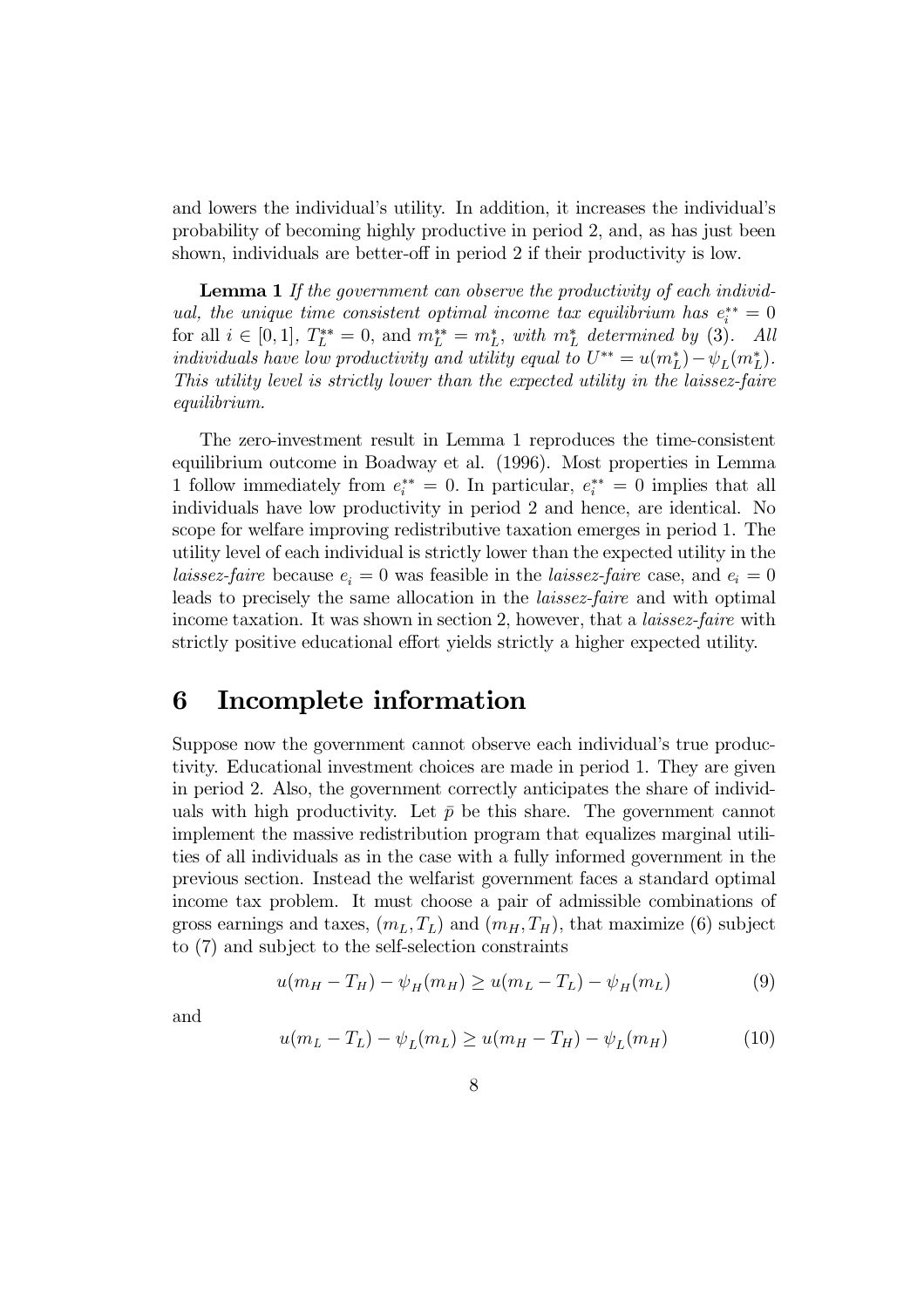and lowers the individual's utility. In addition, it increases the individual's probability of becoming highly productive in period 2, and, as has just been shown, individuals are better-off in period 2 if their productivity is low.

**Lemma 1** *If the government can observe the productivity of each individual, the unique time consistent optimal income tax equilibrium has $e_i^{**} = 0$ for all $i \in [0, 1]$, $T_L^{**} = 0$, and $m_L^{**} = m_L^*$, with $m_L^*$ determined by (3). All individuals have low productivity and utility equal to $U^{**} = u(m_L^*) - \psi_L(m_L^*)$. This utility level is strictly lower than the expected utility in the laissez-faire equilibrium.*

The zero-investment result in Lemma 1 reproduces the time-consistent equilibrium outcome in Boadway et al. (1996). Most properties in Lemma 1 follow immediately from $e_i^{**} = 0$. In particular, $e_i^{**} = 0$ implies that all individuals have low productivity in period 2 and hence, are identical. No scope for welfare improving redistributive taxation emerges in period 1. The utility level of each individual is strictly lower than the expected utility in the *laissez-faire* because $e_i = 0$ was feasible in the *laissez-faire* case, and $e_i = 0$ leads to precisely the same allocation in the *laissez-faire* and with optimal income taxation. It was shown in section 2, however, that a *laissez-faire* with strictly positive educational effort yields strictly a higher expected utility.

# 6 Incomplete information

Suppose now the government cannot observe each individual's true productivity. Educational investment choices are made in period 1. They are given in period 2. Also, the government correctly anticipates the share of individuals with high productivity. Let $\bar{p}$ be this share. The government cannot implement the massive redistribution program that equalizes marginal utilities of all individuals as in the case with a fully informed government in the previous section. Instead the welfarist government faces a standard optimal income tax problem. It must choose a pair of admissible combinations of gross earnings and taxes, $(m_L, T_L)$ and $(m_H, T_H)$, that maximize (6) subject to (7) and subject to the self-selection constraints

$$u(m_H - T_H) - \psi_H(m_H) \geq u(m_L - T_L) - \psi_H(m_L) \tag{9}$$

and

$$u(m_L - T_L) - \psi_L(m_L) \geq u(m_H - T_H) - \psi_L(m_H) \tag{10}$$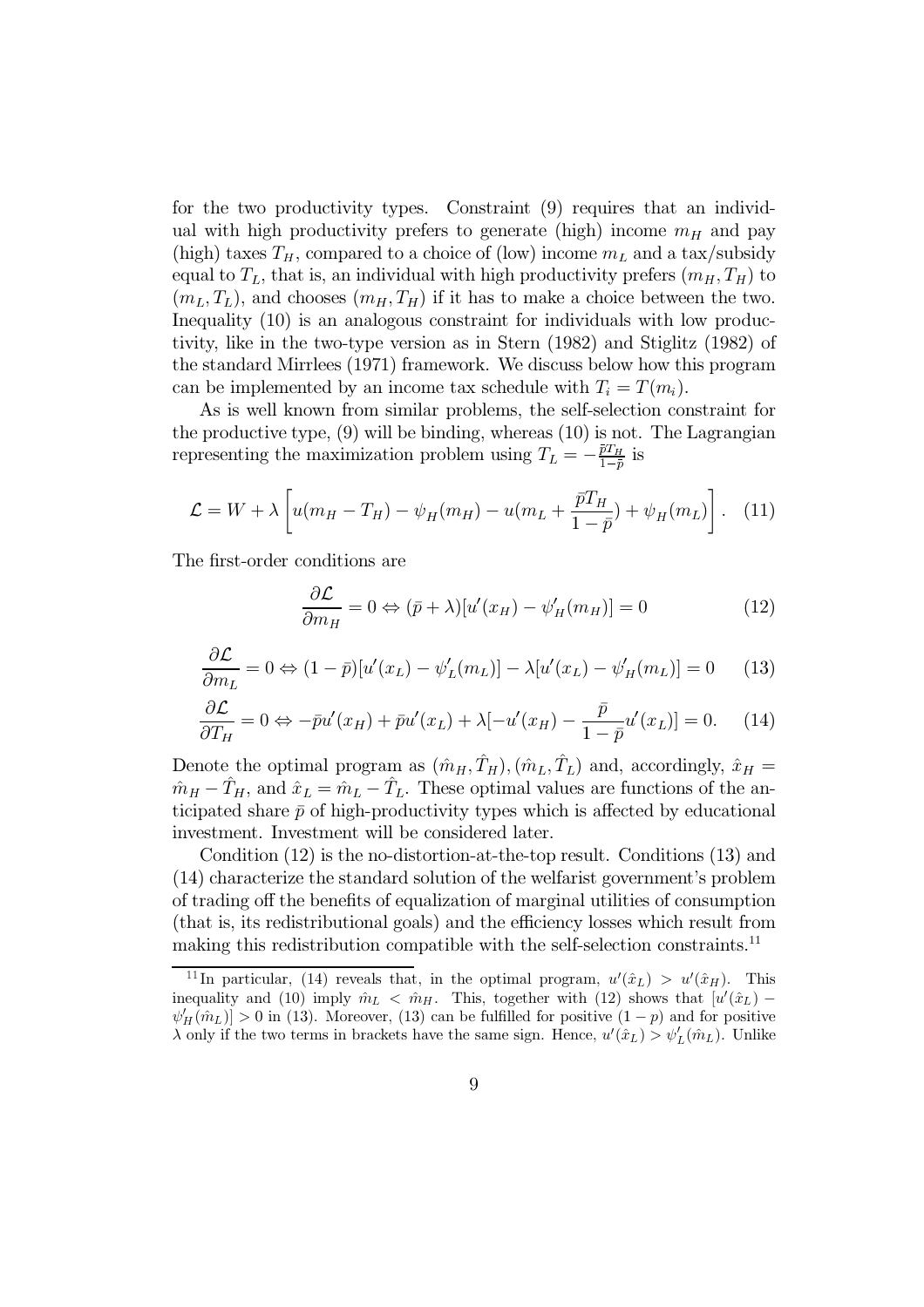for the two productivity types. Constraint (9) requires that an individual with high productivity prefers to generate (high) income $m_H$ and pay (high) taxes $T_H$, compared to a choice of (low) income $m_L$ and a tax/subsidy equal to $T_L$, that is, an individual with high productivity prefers $(m_H, T_H)$ to $(m_L, T_L)$, and chooses $(m_H, T_H)$ if it has to make a choice between the two. Inequality (10) is an analogous constraint for individuals with low productivity, like in the two-type version as in Stern (1982) and Stiglitz (1982) of the standard Mirrlees (1971) framework. We discuss below how this program can be implemented by an income tax schedule with $T_i = T(m_i)$.

As is well known from similar problems, the self-selection constraint for the productive type, (9) will be binding, whereas (10) is not. The Lagrangian representing the maximization problem using $T_L = -\frac{\bar{p}T_H}{1-\bar{p}}$ is

$$\mathcal{L} = W + \lambda \left[ u(m_H - T_H) - \psi_H(m_H) - u(m_L + \frac{\bar{p}T_H}{1-\bar{p}}) + \psi_H(m_L) \right]. \quad (11)$$

The first-order conditions are

$$\frac{\partial \mathcal{L}}{\partial m_H} = 0 \Leftrightarrow (\bar{p} + \lambda)[u'(x_H) - \psi'_H(m_H)] = 0 \quad (12)$$

$$\frac{\partial \mathcal{L}}{\partial m_L} = 0 \Leftrightarrow (1 - \bar{p})[u'(x_L) - \psi'_L(m_L)] - \lambda[u'(x_L) - \psi'_H(m_L)] = 0 \quad (13)$$

$$\frac{\partial \mathcal{L}}{\partial T_H} = 0 \Leftrightarrow -\bar{p}u'(x_H) + \bar{p}u'(x_L) + \lambda[-u'(x_H) - \frac{\bar{p}}{1-\bar{p}}u'(x_L)] = 0. \quad (14)$$

Denote the optimal program as $(\hat{m}_H, \hat{T}_H), (\hat{m}_L, \hat{T}_L)$ and, accordingly, $\hat{x}_H = \hat{m}_H - \hat{T}_H$, and $\hat{x}_L = \hat{m}_L - \hat{T}_L$. These optimal values are functions of the anticipated share $\bar{p}$ of high-productivity types which is affected by educational investment. Investment will be considered later.

Condition (12) is the no-distortion-at-the-top result. Conditions (13) and (14) characterize the standard solution of the welfarist government's problem of trading off the benefits of equalization of marginal utilities of consumption (that is, its redistributional goals) and the efficiency losses which result from making this redistribution compatible with the self-selection constraints.[11]

[11] In particular, (14) reveals that, in the optimal program, $u'(\hat{x}_L) > u'(\hat{x}_H)$. This inequality and (10) imply $\hat{m}_L < \hat{m}_H$. This, together with (12) shows that $[u'(\hat{x}_L) - \psi'_H(\hat{m}_L)] > 0$ in (13). Moreover, (13) can be fulfilled for positive $(1 - p)$ and for positive $\lambda$ only if the two terms in brackets have the same sign. Hence, $u'(\hat{x}_L) > \psi'_L(\hat{m}_L)$. Unlike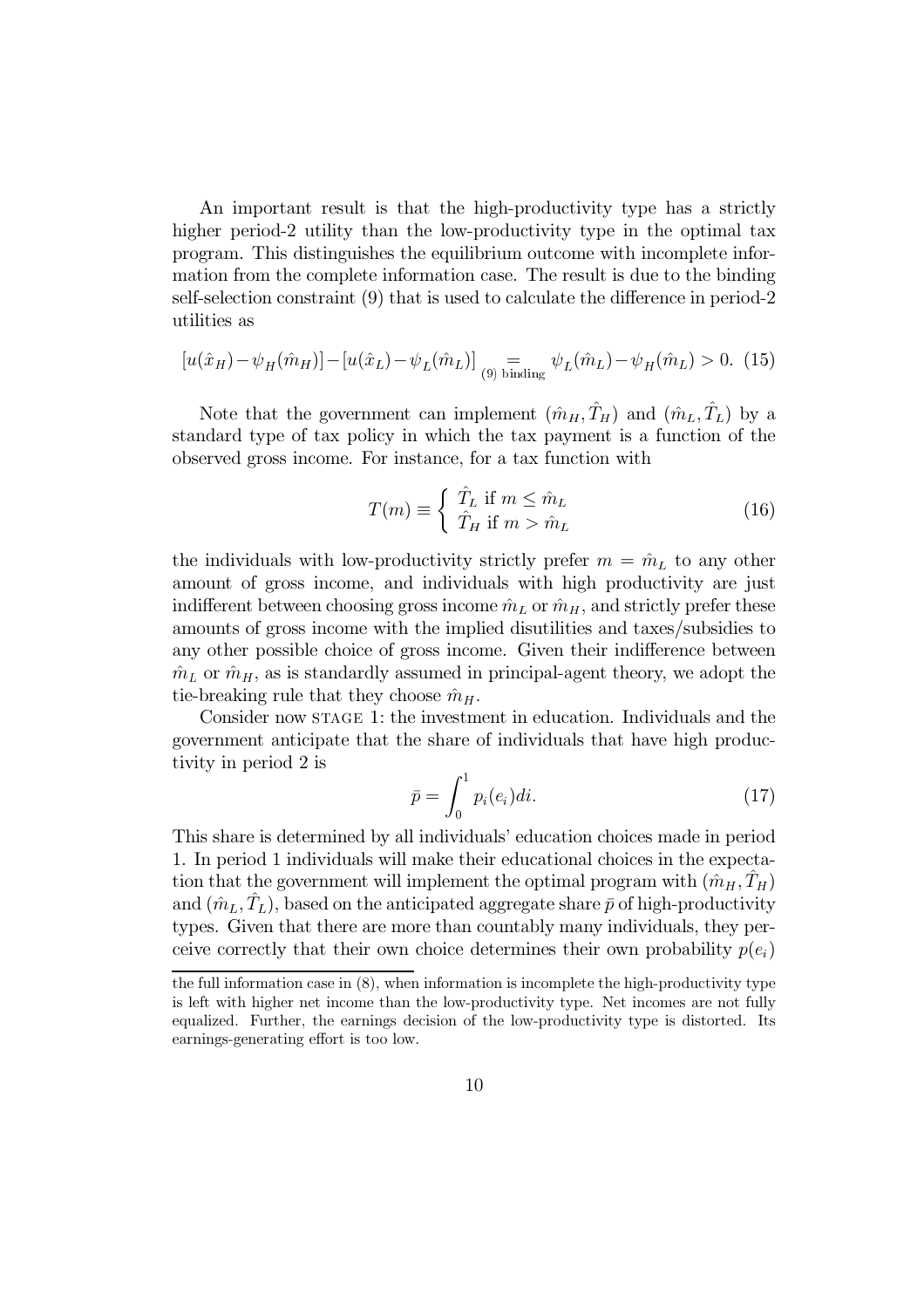An important result is that the high-productivity type has a strictly higher period-2 utility than the low-productivity type in the optimal tax program. This distinguishes the equilibrium outcome with incomplete information from the complete information case. The result is due to the binding self-selection constraint (9) that is used to calculate the difference in period-2 utilities as

$$[u(\hat{x}_H) - \psi_H(\hat{m}_H)] - [u(\hat{x}_L) - \psi_L(\hat{m}_L)] \underset{(9) \text{ binding}}{=} \psi_L(\hat{m}_L) - \psi_H(\hat{m}_L) > 0. \quad (15)$$

Note that the government can implement $(\hat{m}_H, \hat{T}_H)$ and $(\hat{m}_L, \hat{T}_L)$ by a standard type of tax policy in which the tax payment is a function of the observed gross income. For instance, for a tax function with

$$T(m) \equiv \begin{cases} \hat{T}_L \text{ if } m \leq \hat{m}_L \\ \hat{T}_H \text{ if } m > \hat{m}_L \end{cases} \quad (16)$$

the individuals with low-productivity strictly prefer $m = \hat{m}_L$ to any other amount of gross income, and individuals with high productivity are just indifferent between choosing gross income $\hat{m}_L$ or $\hat{m}_H$, and strictly prefer these amounts of gross income with the implied disutilities and taxes/subsidies to any other possible choice of gross income. Given their indifference between $\hat{m}_L$ or $\hat{m}_H$, as is standardly assumed in principal-agent theory, we adopt the tie-breaking rule that they choose $\hat{m}_H$.

Consider now STAGE 1: the investment in education. Individuals and the government anticipate that the share of individuals that have high productivity in period 2 is

$$\bar{p} = \int_0^1 p_i(e_i) di. \quad (17)$$

This share is determined by all individuals' education choices made in period 1. In period 1 individuals will make their educational choices in the expectation that the government will implement the optimal program with $(\hat{m}_H, \hat{T}_H)$ and $(\hat{m}_L, \hat{T}_L)$, based on the anticipated aggregate share $\bar{p}$ of high-productivity types. Given that there are more than countably many individuals, they perceive correctly that their own choice determines their own probability $p(e_i)$

the full information case in (8), when information is incomplete the high-productivity type is left with higher net income than the low-productivity type. Net incomes are not fully equalized. Further, the earnings decision of the low-productivity type is distorted. Its earnings-generating effort is too low.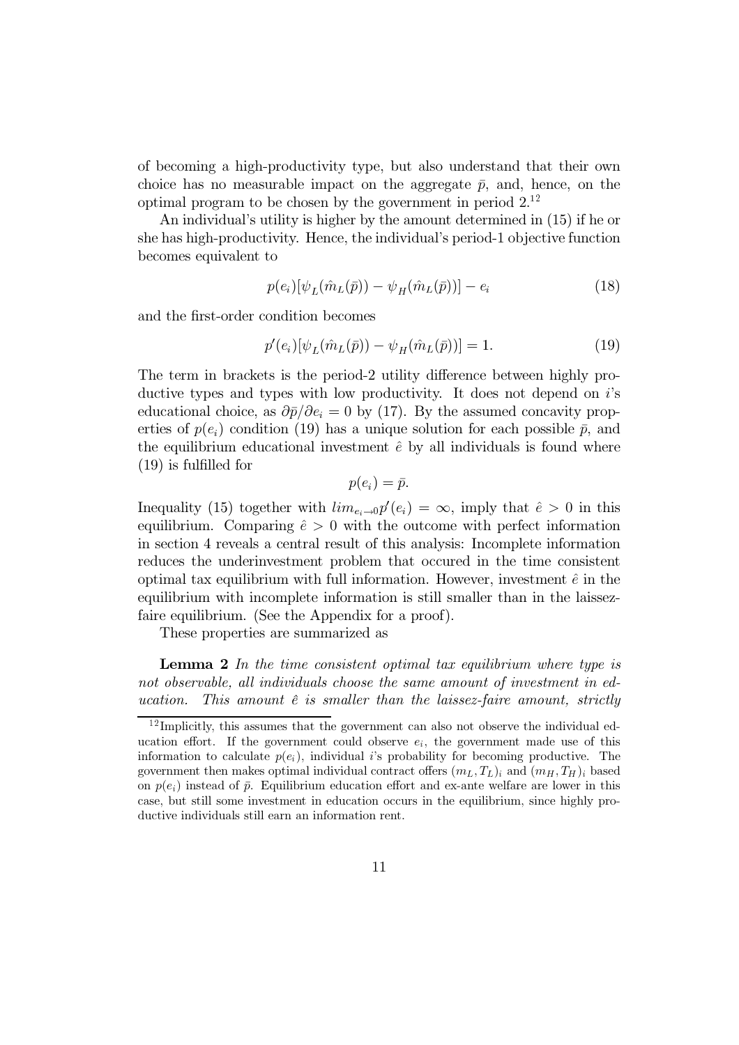of becoming a high-productivity type, but also understand that their own choice has no measurable impact on the aggregate $\bar{p}$, and, hence, on the optimal program to be chosen by the government in period 2.[12]

An individual's utility is higher by the amount determined in (15) if he or she has high-productivity. Hence, the individual's period-1 objective function becomes equivalent to

$$p(e_i)[\psi_L(\hat{m}_L(\bar{p})) - \psi_H(\hat{m}_L(\bar{p}))] - e_i \tag{18}$$

and the first-order condition becomes

$$p'(e_i)[\psi_L(\hat{m}_L(\bar{p})) - \psi_H(\hat{m}_L(\bar{p}))] = 1. \tag{19}$$

The term in brackets is the period-2 utility difference between highly productive types and types with low productivity. It does not depend on $i$'s educational choice, as $\partial \bar{p}/\partial e_i = 0$ by (17). By the assumed concavity properties of $p(e_i)$ condition (19) has a unique solution for each possible $\bar{p}$, and the equilibrium educational investment $\hat{e}$ by all individuals is found where (19) is fulfilled for

$$p(e_i) = \bar{p}.$$

Inequality (15) together with $lim_{e_i \to 0} p'(e_i) = \infty$, imply that $\hat{e} > 0$ in this equilibrium. Comparing $\hat{e} > 0$ with the outcome with perfect information in section 4 reveals a central result of this analysis: Incomplete information reduces the underinvestment problem that occured in the time consistent optimal tax equilibrium with full information. However, investment $\hat{e}$ in the equilibrium with incomplete information is still smaller than in the laissez-faire equilibrium. (See the Appendix for a proof).

These properties are summarized as

**Lemma 2** *In the time consistent optimal tax equilibrium where type is not observable, all individuals choose the same amount of investment in education. This amount $\hat{e}$ is smaller than the laissez-faire amount, strictly*

[12] Implicitly, this assumes that the government can also not observe the individual education effort. If the government could observe $e_i$, the government made use of this information to calculate $p(e_i)$, individual $i$'s probability for becoming productive. The government then makes optimal individual contract offers $(m_L, T_L)_i$ and $(m_H, T_H)_i$ based on $p(e_i)$ instead of $\bar{p}$. Equilibrium education effort and ex-ante welfare are lower in this case, but still some investment in education occurs in the equilibrium, since highly productive individuals still earn an information rent.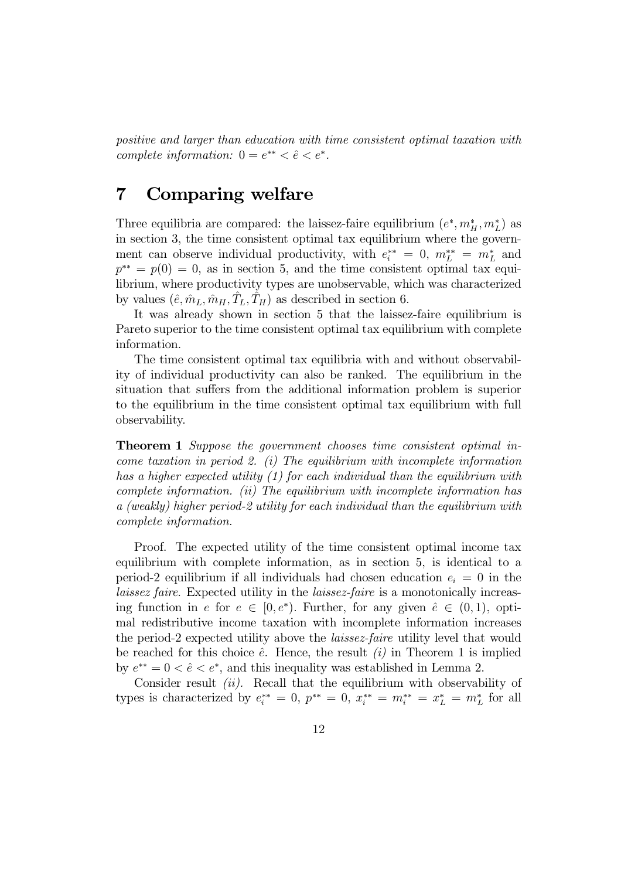*positive and larger than education with time consistent optimal taxation with complete information:* $0 = e^{**} < \hat{e} < e^*$.

# 7 Comparing welfare

Three equilibria are compared: the laissez-faire equilibrium $(e^*, m_H^*, m_L^*)$ as in section 3, the time consistent optimal tax equilibrium where the government can observe individual productivity, with $e_i^{**} = 0$, $m_L^{**} = m_L^*$ and $p^{**} = p(0) = 0$, as in section 5, and the time consistent optimal tax equilibrium, where productivity types are unobservable, which was characterized by values $(\hat{e}, \hat{m}_L, \hat{m}_H, \hat{T}_L, \hat{T}_H)$ as described in section 6.

It was already shown in section 5 that the laissez-faire equilibrium is Pareto superior to the time consistent optimal tax equilibrium with complete information.

The time consistent optimal tax equilibria with and without observability of individual productivity can also be ranked. The equilibrium in the situation that suffers from the additional information problem is superior to the equilibrium in the time consistent optimal tax equilibrium with full observability.

**Theorem 1** *Suppose the government chooses time consistent optimal income taxation in period 2. (i) The equilibrium with incomplete information has a higher expected utility (1) for each individual than the equilibrium with complete information. (ii) The equilibrium with incomplete information has a (weakly) higher period-2 utility for each individual than the equilibrium with complete information.*

Proof. The expected utility of the time consistent optimal income tax equilibrium with complete information, as in section 5, is identical to a period-2 equilibrium if all individuals had chosen education $e_i = 0$ in the *laissez faire*. Expected utility in the *laissez-faire* is a monotonically increasing function in $e$ for $e \in [0, e^*)$. Further, for any given $\hat{e} \in (0, 1)$, optimal redistributive income taxation with incomplete information increases the period-2 expected utility above the *laissez-faire* utility level that would be reached for this choice $\hat{e}$. Hence, the result *(i)* in Theorem 1 is implied by $e^{**} = 0 < \hat{e} < e^*$, and this inequality was established in Lemma 2.

Consider result *(ii)*. Recall that the equilibrium with observability of types is characterized by $e_i^{**} = 0$, $p^{**} = 0$, $x_i^{**} = m_i^{**} = x_L^* = m_L^*$ for all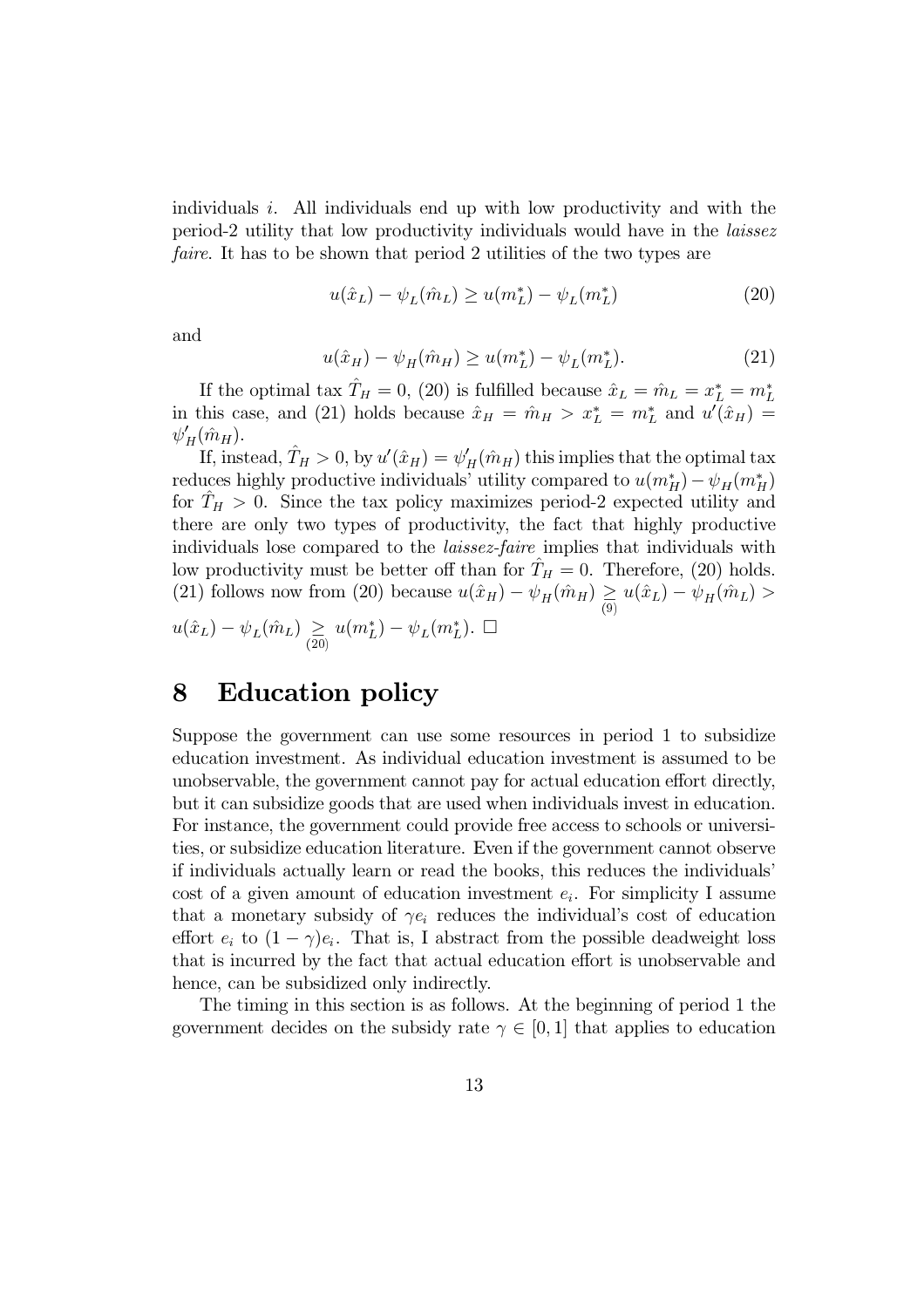individuals $i$. All individuals end up with low productivity and with the period-2 utility that low productivity individuals would have in the *laissez faire*. It has to be shown that period 2 utilities of the two types are

$$u(\hat{x}_L) - \psi_L(\hat{m}_L) \geq u(m_L^*) - \psi_L(m_L^*) \tag{20}$$

and

$$u(\hat{x}_H) - \psi_H(\hat{m}_H) \geq u(m_L^*) - \psi_L(m_L^*). \tag{21}$$

If the optimal tax $\hat{T}_H = 0$, (20) is fulfilled because $\hat{x}_L = \hat{m}_L = x_L^* = m_L^*$ in this case, and (21) holds because $\hat{x}_H = \hat{m}_H > x_L^* = m_L^*$ and $u'(\hat{x}_H) = \psi_H'(\hat{m}_H)$.

If, instead, $\hat{T}_H > 0$, by $u'(\hat{x}_H) = \psi_H'(\hat{m}_H)$ this implies that the optimal tax reduces highly productive individuals' utility compared to $u(m_H^*) - \psi_H(m_H^*)$ for $\hat{T}_H > 0$. Since the tax policy maximizes period-2 expected utility and there are only two types of productivity, the fact that highly productive individuals lose compared to the *laissez-faire* implies that individuals with low productivity must be better off than for $\hat{T}_H = 0$. Therefore, (20) holds. (21) follows now from (20) because $u(\hat{x}_H) - \psi_H(\hat{m}_H) \underset{(9)}{\geq} u(\hat{x}_L) - \psi_H(\hat{m}_L) > u(\hat{x}_L) - \psi_L(\hat{m}_L) \underset{(20)}{\geq} u(m_L^*) - \psi_L(m_L^*)$. $\square$

# 8 Education policy

Suppose the government can use some resources in period 1 to subsidize education investment. As individual education investment is assumed to be unobservable, the government cannot pay for actual education effort directly, but it can subsidize goods that are used when individuals invest in education. For instance, the government could provide free access to schools or universities, or subsidize education literature. Even if the government cannot observe if individuals actually learn or read the books, this reduces the individuals' cost of a given amount of education investment $e_i$. For simplicity I assume that a monetary subsidy of $\gamma e_i$ reduces the individual's cost of education effort $e_i$ to $(1 - \gamma)e_i$. That is, I abstract from the possible deadweight loss that is incurred by the fact that actual education effort is unobservable and hence, can be subsidized only indirectly.

The timing in this section is as follows. At the beginning of period 1 the government decides on the subsidy rate $\gamma \in [0, 1]$ that applies to education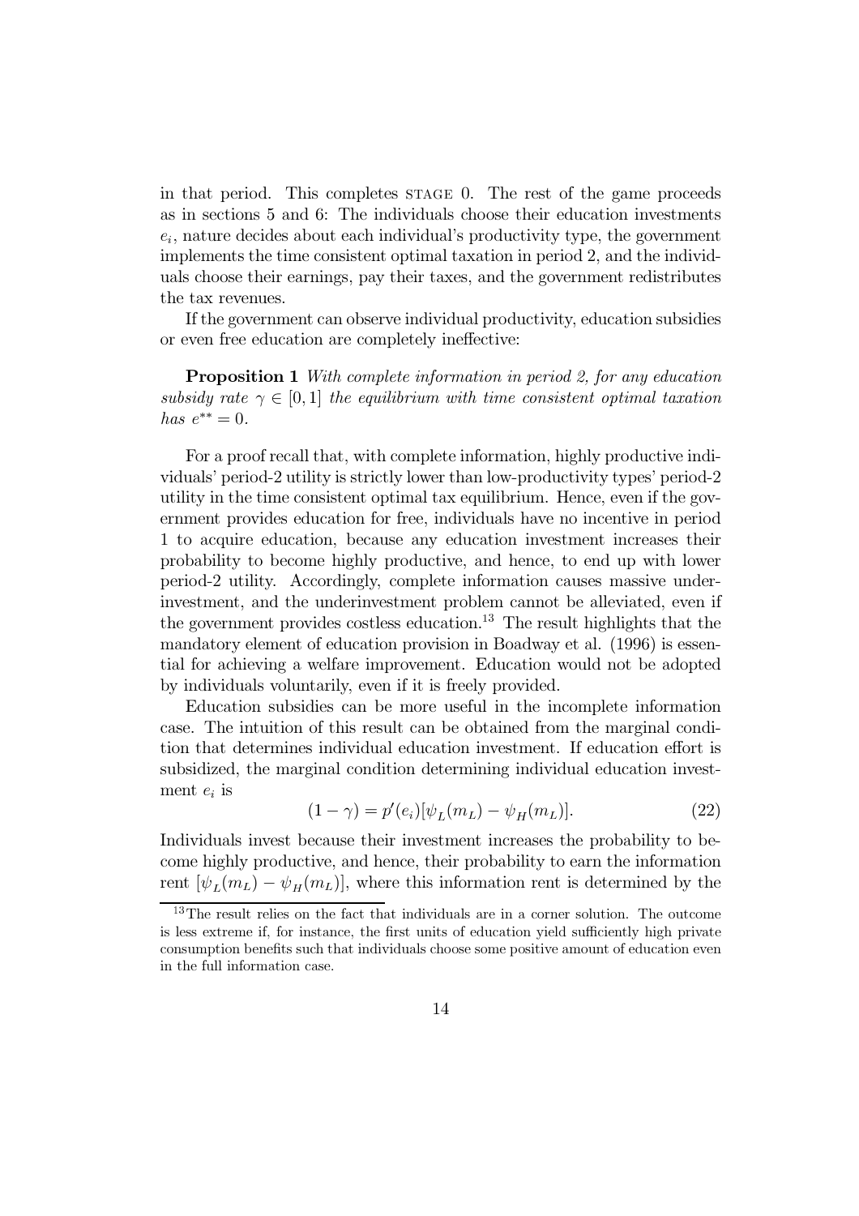in that period. This completes STAGE 0. The rest of the game proceeds as in sections 5 and 6: The individuals choose their education investments $e_i$, nature decides about each individual's productivity type, the government implements the time consistent optimal taxation in period 2, and the individuals choose their earnings, pay their taxes, and the government redistributes the tax revenues.

If the government can observe individual productivity, education subsidies or even free education are completely ineffective:

**Proposition 1** *With complete information in period 2, for any education subsidy rate $\gamma \in [0,1]$ the equilibrium with time consistent optimal taxation has $e^{**} = 0$.*

For a proof recall that, with complete information, highly productive individuals' period-2 utility is strictly lower than low-productivity types' period-2 utility in the time consistent optimal tax equilibrium. Hence, even if the government provides education for free, individuals have no incentive in period 1 to acquire education, because any education investment increases their probability to become highly productive, and hence, to end up with lower period-2 utility. Accordingly, complete information causes massive underinvestment, and the underinvestment problem cannot be alleviated, even if the government provides costless education.[13] The result highlights that the mandatory element of education provision in Boadway et al. (1996) is essential for achieving a welfare improvement. Education would not be adopted by individuals voluntarily, even if it is freely provided.

Education subsidies can be more useful in the incomplete information case. The intuition of this result can be obtained from the marginal condition that determines individual education investment. If education effort is subsidized, the marginal condition determining individual education investment $e_i$ is

$$(1-\gamma) = p'(e_i)[\psi_L(m_L) - \psi_H(m_L)]. \tag{22}$$

Individuals invest because their investment increases the probability to become highly productive, and hence, their probability to earn the information rent $[\psi_L(m_L) - \psi_H(m_L)]$, where this information rent is determined by the

[13] The result relies on the fact that individuals are in a corner solution. The outcome is less extreme if, for instance, the first units of education yield sufficiently high private consumption benefits such that individuals choose some positive amount of education even in the full information case.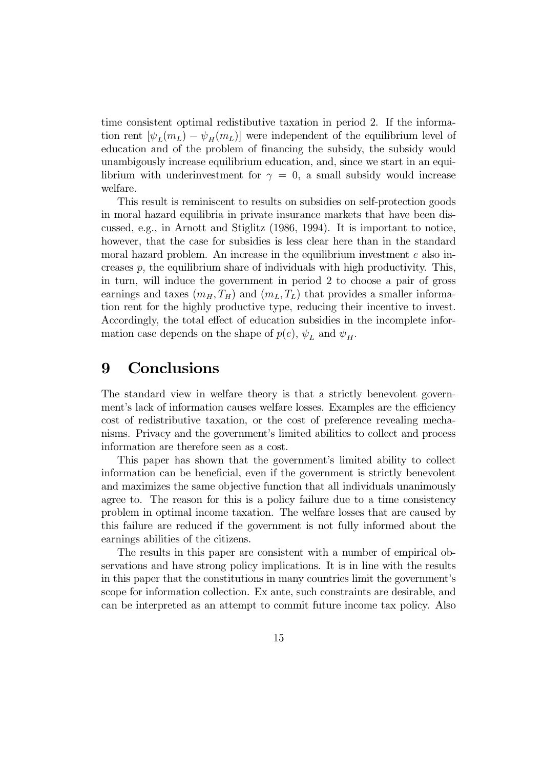time consistent optimal redistibutive taxation in period 2. If the information rent $[\psi_L(m_L) - \psi_H(m_L)]$ were independent of the equilibrium level of education and of the problem of financing the subsidy, the subsidy would unambigously increase equilibrium education, and, since we start in an equilibrium with underinvestment for $\gamma = 0$, a small subsidy would increase welfare.

This result is reminiscent to results on subsidies on self-protection goods in moral hazard equilibria in private insurance markets that have been discussed, e.g., in Arnott and Stiglitz (1986, 1994). It is important to notice, however, that the case for subsidies is less clear here than in the standard moral hazard problem. An increase in the equilibrium investment $e$ also increases $p$, the equilibrium share of individuals with high productivity. This, in turn, will induce the government in period 2 to choose a pair of gross earnings and taxes $(m_H, T_H)$ and $(m_L, T_L)$ that provides a smaller information rent for the highly productive type, reducing their incentive to invest. Accordingly, the total effect of education subsidies in the incomplete information case depends on the shape of $p(e)$, $\psi_L$ and $\psi_H$.

# 9 Conclusions

The standard view in welfare theory is that a strictly benevolent government's lack of information causes welfare losses. Examples are the efficiency cost of redistributive taxation, or the cost of preference revealing mechanisms. Privacy and the government's limited abilities to collect and process information are therefore seen as a cost.

This paper has shown that the government's limited ability to collect information can be beneficial, even if the government is strictly benevolent and maximizes the same objective function that all individuals unanimously agree to. The reason for this is a policy failure due to a time consistency problem in optimal income taxation. The welfare losses that are caused by this failure are reduced if the government is not fully informed about the earnings abilities of the citizens.

The results in this paper are consistent with a number of empirical observations and have strong policy implications. It is in line with the results in this paper that the constitutions in many countries limit the government's scope for information collection. Ex ante, such constraints are desirable, and can be interpreted as an attempt to commit future income tax policy. Also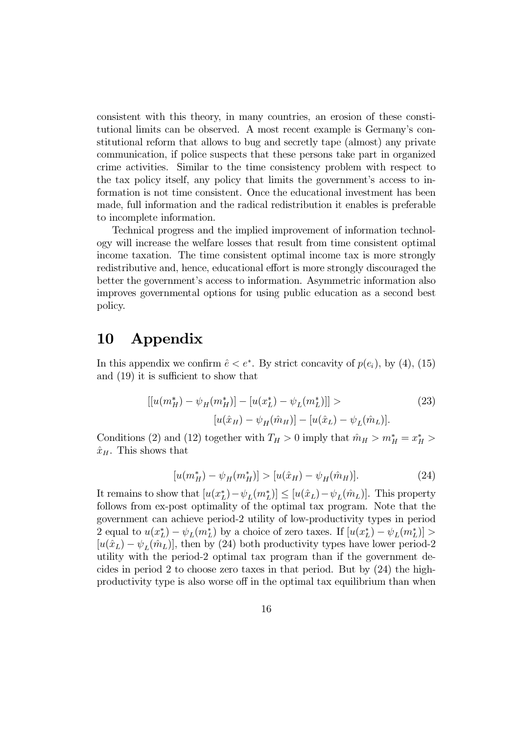consistent with this theory, in many countries, an erosion of these constitutional limits can be observed. A most recent example is Germany's constitutional reform that allows to bug and secretly tape (almost) any private communication, if police suspects that these persons take part in organized crime activities. Similar to the time consistency problem with respect to the tax policy itself, any policy that limits the government's access to information is not time consistent. Once the educational investment has been made, full information and the radical redistribution it enables is preferable to incomplete information.

Technical progress and the implied improvement of information technology will increase the welfare losses that result from time consistent optimal income taxation. The time consistent optimal income tax is more strongly redistributive and, hence, educational effort is more strongly discouraged the better the government's access to information. Asymmetric information also improves governmental options for using public education as a second best policy.

# 10 Appendix

In this appendix we confirm $\hat{e} < e^*$. By strict concavity of $p(e_i)$, by (4), (15) and (19) it is sufficient to show that

$$[[u(m_H^*) - \psi_H(m_H^*)] - [u(x_L^*) - \psi_L(m_L^*)]] > \qquad (23)$$
$$[u(\hat{x}_H) - \psi_H(\hat{m}_H)] - [u(\hat{x}_L) - \psi_L(\hat{m}_L)].$$

Conditions (2) and (12) together with $T_H > 0$ imply that $\hat{m}_H > m_H^* = x_H^* > \hat{x}_H$. This shows that

$$[u(m_H^*) - \psi_H(m_H^*)] > [u(\hat{x}_H) - \psi_H(\hat{m}_H)]. \qquad (24)$$

It remains to show that $[u(x_L^*) - \psi_L(m_L^*)] \leq [u(\hat{x}_L) - \psi_L(\hat{m}_L)]$. This property follows from ex-post optimality of the optimal tax program. Note that the government can achieve period-2 utility of low-productivity types in period 2 equal to $u(x_L^*) - \psi_L(m_L^*)$ by a choice of zero taxes. If $[u(x_L^*) - \psi_L(m_L^*)] > [u(\hat{x}_L) - \psi_L(\hat{m}_L)]$, then by (24) both productivity types have lower period-2 utility with the period-2 optimal tax program than if the government decides in period 2 to choose zero taxes in that period. But by (24) the high-productivity type is also worse off in the optimal tax equilibrium than when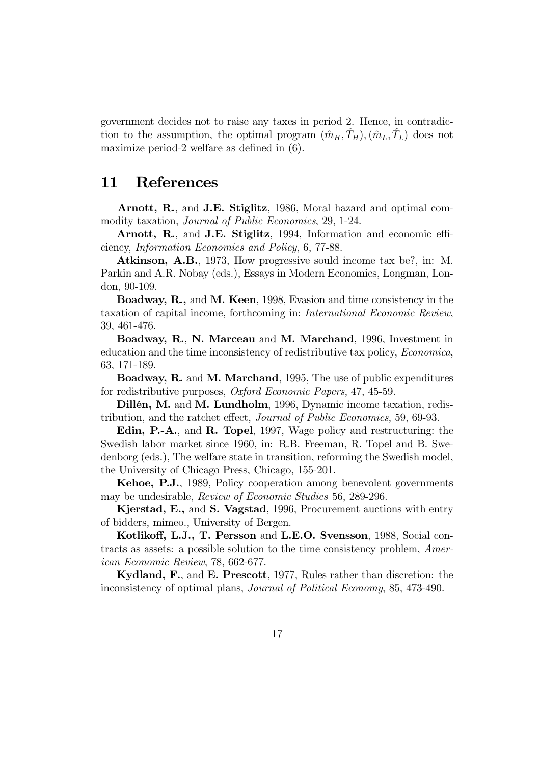government decides not to raise any taxes in period 2. Hence, in contradiction to the assumption, the optimal program $(\hat{m}_H, \hat{T}_H), (\hat{m}_L, \hat{T}_L)$ does not maximize period-2 welfare as defined in (6).

# 11 References

**Arnott, R.**, and **J.E. Stiglitz**, 1986, Moral hazard and optimal commodity taxation, *Journal of Public Economics*, 29, 1-24.

**Arnott, R.**, and **J.E. Stiglitz**, 1994, Information and economic efficiency, *Information Economics and Policy*, 6, 77-88.

**Atkinson, A.B.**, 1973, How progressive sould income tax be?, in: M. Parkin and A.R. Nobay (eds.), Essays in Modern Economics, Longman, London, 90-109.

**Boadway, R.,** and **M. Keen**, 1998, Evasion and time consistency in the taxation of capital income, forthcoming in: *International Economic Review*, 39, 461-476.

**Boadway, R.**, **N. Marceau** and **M. Marchand**, 1996, Investment in education and the time inconsistency of redistributive tax policy, *Economica*, 63, 171-189.

**Boadway, R.** and **M. Marchand**, 1995, The use of public expenditures for redistributive purposes, *Oxford Economic Papers*, 47, 45-59.

**Dillén, M.** and **M. Lundholm**, 1996, Dynamic income taxation, redistribution, and the ratchet effect, *Journal of Public Economics*, 59, 69-93.

**Edin, P.-A.**, and **R. Topel**, 1997, Wage policy and restructuring: the Swedish labor market since 1960, in: R.B. Freeman, R. Topel and B. Swedenborg (eds.), The welfare state in transition, reforming the Swedish model, the University of Chicago Press, Chicago, 155-201.

**Kehoe, P.J.**, 1989, Policy cooperation among benevolent governments may be undesirable, *Review of Economic Studies* 56, 289-296.

**Kjerstad, E.,** and **S. Vagstad**, 1996, Procurement auctions with entry of bidders, mimeo., University of Bergen.

**Kotlikoff, L.J., T. Persson** and **L.E.O. Svensson**, 1988, Social contracts as assets: a possible solution to the time consistency problem, *American Economic Review*, 78, 662-677.

**Kydland, F.**, and **E. Prescott**, 1977, Rules rather than discretion: the inconsistency of optimal plans, *Journal of Political Economy*, 85, 473-490.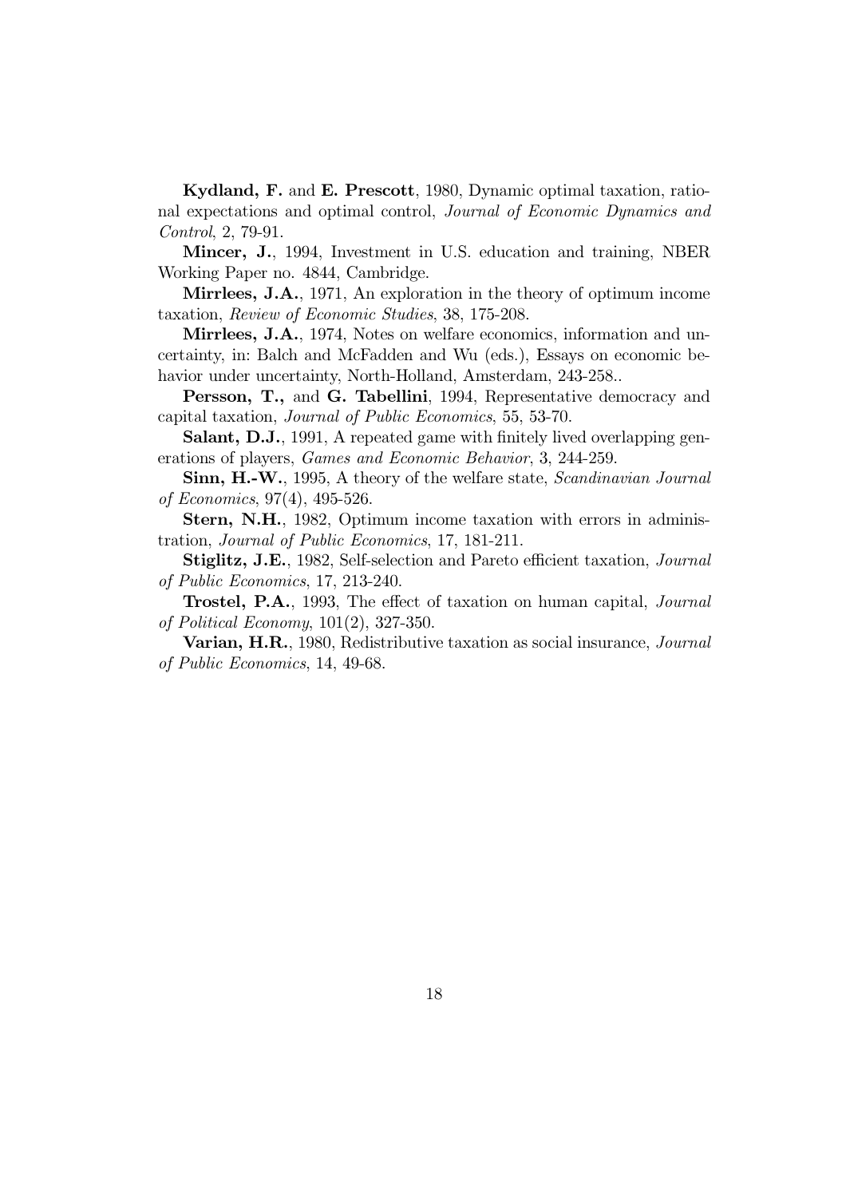**Kydland, F.** and **E. Prescott**, 1980, Dynamic optimal taxation, rational expectations and optimal control, *Journal of Economic Dynamics and Control*, 2, 79-91.

**Mincer, J.**, 1994, Investment in U.S. education and training, NBER Working Paper no. 4844, Cambridge.

**Mirrlees, J.A.**, 1971, An exploration in the theory of optimum income taxation, *Review of Economic Studies*, 38, 175-208.

**Mirrlees, J.A.**, 1974, Notes on welfare economics, information and uncertainty, in: Balch and McFadden and Wu (eds.), Essays on economic behavior under uncertainty, North-Holland, Amsterdam, 243-258..

**Persson, T.,** and **G. Tabellini**, 1994, Representative democracy and capital taxation, *Journal of Public Economics*, 55, 53-70.

**Salant, D.J.**, 1991, A repeated game with finitely lived overlapping generations of players, *Games and Economic Behavior*, 3, 244-259.

**Sinn, H.-W.**, 1995, A theory of the welfare state, *Scandinavian Journal of Economics*, 97(4), 495-526.

**Stern, N.H.**, 1982, Optimum income taxation with errors in administration, *Journal of Public Economics*, 17, 181-211.

**Stiglitz, J.E.**, 1982, Self-selection and Pareto efficient taxation, *Journal of Public Economics*, 17, 213-240.

**Trostel, P.A.**, 1993, The effect of taxation on human capital, *Journal of Political Economy*, 101(2), 327-350.

**Varian, H.R.**, 1980, Redistributive taxation as social insurance, *Journal of Public Economics*, 14, 49-68.